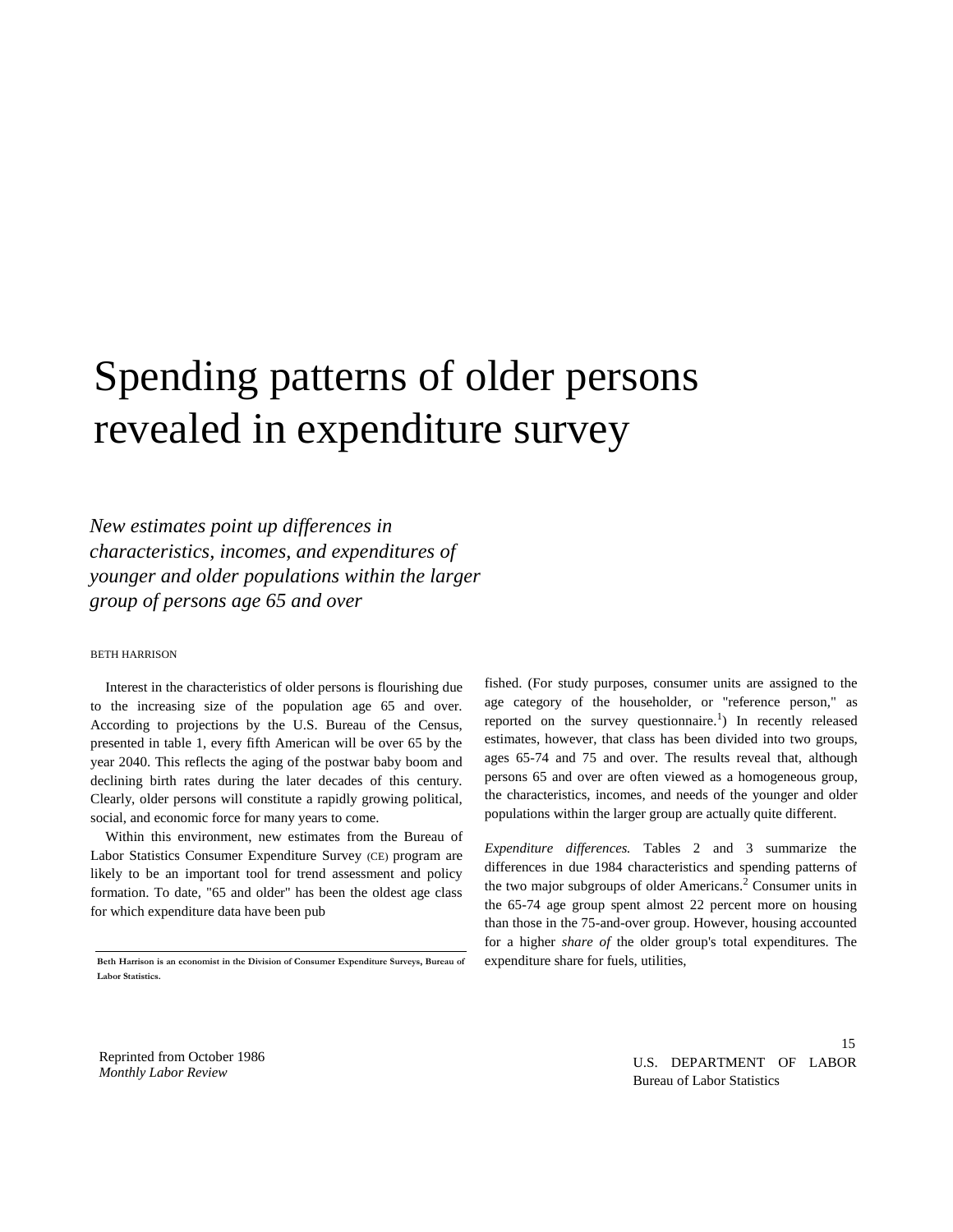# Spending patterns of older persons revealed in expenditure survey

*New estimates point up differences in characteristics, incomes, and expenditures of younger and older populations within the larger group of persons age 65 and over*

BETH HARRISON

Interest in the characteristics of older persons is flourishing due to the increasing size of the population age 65 and over. According to projections by the U.S. Bureau of the Census, presented in table 1, every fifth American will be over 65 by the year 2040. This reflects the aging of the postwar baby boom and declining birth rates during the later decades of this century. Clearly, older persons will constitute a rapidly growing political, social, and economic force for many years to come.

Within this environment, new estimates from the Bureau of Labor Statistics Consumer Expenditure Survey (CE) program are likely to be an important tool for trend assessment and policy formation. To date, "65 and older" has been the oldest age class for which expenditure data have been published. (For study purposes, consumer units are assigned to the age category of the householder, or "reference person," as reported on the survey questionnaire.[1]) In recently released estimates, however, that class has been divided into two groups, ages 65-74 and 75 and over. The results reveal that, although persons 65 and over are often viewed as a homogeneous group, the characteristics, incomes, and needs of the younger and older populations within the larger group are actually quite different.

*Expenditure differences.* Tables 2 and 3 summarize the differences in due 1984 characteristics and spending patterns of the two major subgroups of older Americans.[2] Consumer units in the 65-74 age group spent almost 22 percent more on housing than those in the 75-and-over group. However, housing accounted for a higher *share of* the older group's total expenditures. The expenditure share for fuels, utilities,

---

**Beth Harrison is an economist in the Division of Consumer Expenditure Surveys, Bureau of Labor Statistics.**

Reprinted from October 1986
*Monthly Labor Review*

U.S. DEPARTMENT OF LABOR
Bureau of Labor Statistics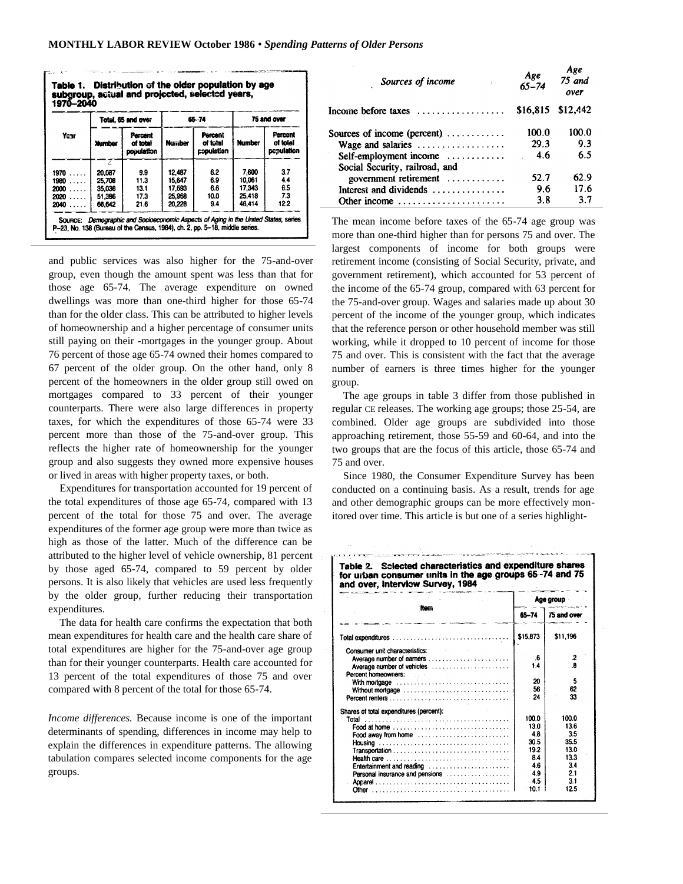**Table 1. Distribution of the older population by age subgroup, actual and projected, selected years, 1970–2040**

| Year | Total, 65 and over | | 65–74 | | 75 and over | |
|---|---|---|---|---|---|---|
| | Number | Percent of total population | Number | Percent of total population | Number | Percent of total population |
| 1970 | 20,087 | 9.9 | 12,487 | 6.2 | 7,600 | 3.7 |
| 1980 | 25,708 | 11.3 | 15,647 | 6.9 | 10,061 | 4.4 |
| 2000 | 35,036 | 13.1 | 17,693 | 6.6 | 17,343 | 6.5 |
| 2020 | 51,386 | 17.3 | 25,968 | 10.0 | 25,418 | 7.3 |
| 2040 | 66,642 | 21.6 | 20,228 | 9.4 | 46,414 | 12.2 |

SOURCE: *Demographic and Socioeconomic Aspects of Aging in the United States*, series P–23, No. 138 (Bureau of the Census, 1984), ch. 2, pp. 5–18, middle series.

and public services was also higher for the 75-and-over group, even though the amount spent was less than that for those age 65-74. The average expenditure on owned dwellings was more than one-third higher for those 65-74 than for the older class. This can be attributed to higher levels of homeownership and a higher percentage of consumer units still paying on their -mortgages in the younger group. About 76 percent of those age 65-74 owned their homes compared to 67 percent of the older group. On the other hand, only 8 percent of the homeowners in the older group still owed on mortgages compared to 33 percent of their younger counterparts. There were also large differences in property taxes, for which the expenditures of those 65-74 were 33 percent more than those of the 75-and-over group. This reflects the higher rate of homeownership for the younger group and also suggests they owned more expensive houses or lived in areas with higher property taxes, or both.

Expenditures for transportation accounted for 19 percent of the total expenditures of those age 65-74, compared with 13 percent of the total for those 75 and over. The average expenditures of the former age group were more than twice as high as those of the latter. Much of the difference can be attributed to the higher level of vehicle ownership, 81 percent by those aged 65-74, compared to 59 percent by older persons. It is also likely that vehicles are used less frequently by the older group, further reducing their transportation expenditures.

The data for health care confirms the expectation that both mean expenditures for health care and the health care share of total expenditures are higher for the 75-and-over age group than for their younger counterparts. Health care accounted for 13 percent of the total expenditures of those 75 and over compared with 8 percent of the total for those 65-74.

*Income differences.* Because income is one of the important determinants of spending, differences in income may help to explain the differences in expenditure patterns. The allowing tabulation compares selected income components for the age groups.

| Sources of income | Age 65–74 | Age 75 and over |
|---|---|---|
| Income before taxes | $16,815 | $12,442 |
| Sources of income (percent) | 100.0 | 100.0 |
| Wage and salaries | 29.3 | 9.3 |
| Self-employment income | 4.6 | 6.5 |
| Social Security, railroad, and government retirement | 52.7 | 62.9 |
| Interest and dividends | 9.6 | 17.6 |
| Other income | 3.8 | 3.7 |

The mean income before taxes of the 65-74 age group was more than one-third higher than for persons 75 and over. The largest components of income for both groups were retirement income (consisting of Social Security, private, and government retirement), which accounted for 53 percent of the income of the 65-74 group, compared with 63 percent for the 75-and-over group. Wages and salaries made up about 30 percent of the income of the younger group, which indicates that the reference person or other household member was still working, while it dropped to 10 percent of income for those 75 and over. This is consistent with the fact that the average number of earners is three times higher for the younger group.

The age groups in table 3 differ from those published in regular CE releases. The working age groups; those 25-54, are combined. Older age groups are subdivided into those approaching retirement, those 55-59 and 60-64, and into the two groups that are the focus of this article, those 65-74 and 75 and over.

Since 1980, the Consumer Expenditure Survey has been conducted on a continuing basis. As a result, trends for age and other demographic groups can be more effectively monitored over time. This article is but one of a series highlight-

**Table 2. Selected characteristics and expenditure shares for urban consumer units in the age groups 65-74 and 75 and over, Interview Survey, 1984**

| Item | Age group | |
|---|---|---|
| | 65–74 | 75 and over |
| Total expenditures | $15,873 | $11,196 |
| Consumer unit characteristics: | | |
| Average number of earners | .6 | .2 |
| Average number of vehicles | 1.4 | .8 |
| Percent homeowners: | | |
| With mortgage | 20 | 5 |
| Without mortgage | 56 | 62 |
| Percent renters | 24 | 33 |
| Shares of total expenditures (percent): | | |
| Total | 100.0 | 100.0 |
| Food at home | 13.0 | 13.6 |
| Food away from home | 4.8 | 3.5 |
| Housing | 30.5 | 35.5 |
| Transportation | 19.2 | 13.0 |
| Health care | 8.4 | 13.3 |
| Entertainment and reading | 4.6 | 3.4 |
| Personal insurance and pensions | 4.9 | 2.1 |
| Apparel | 4.5 | 3.1 |
| Other | 10.1 | 12.5 |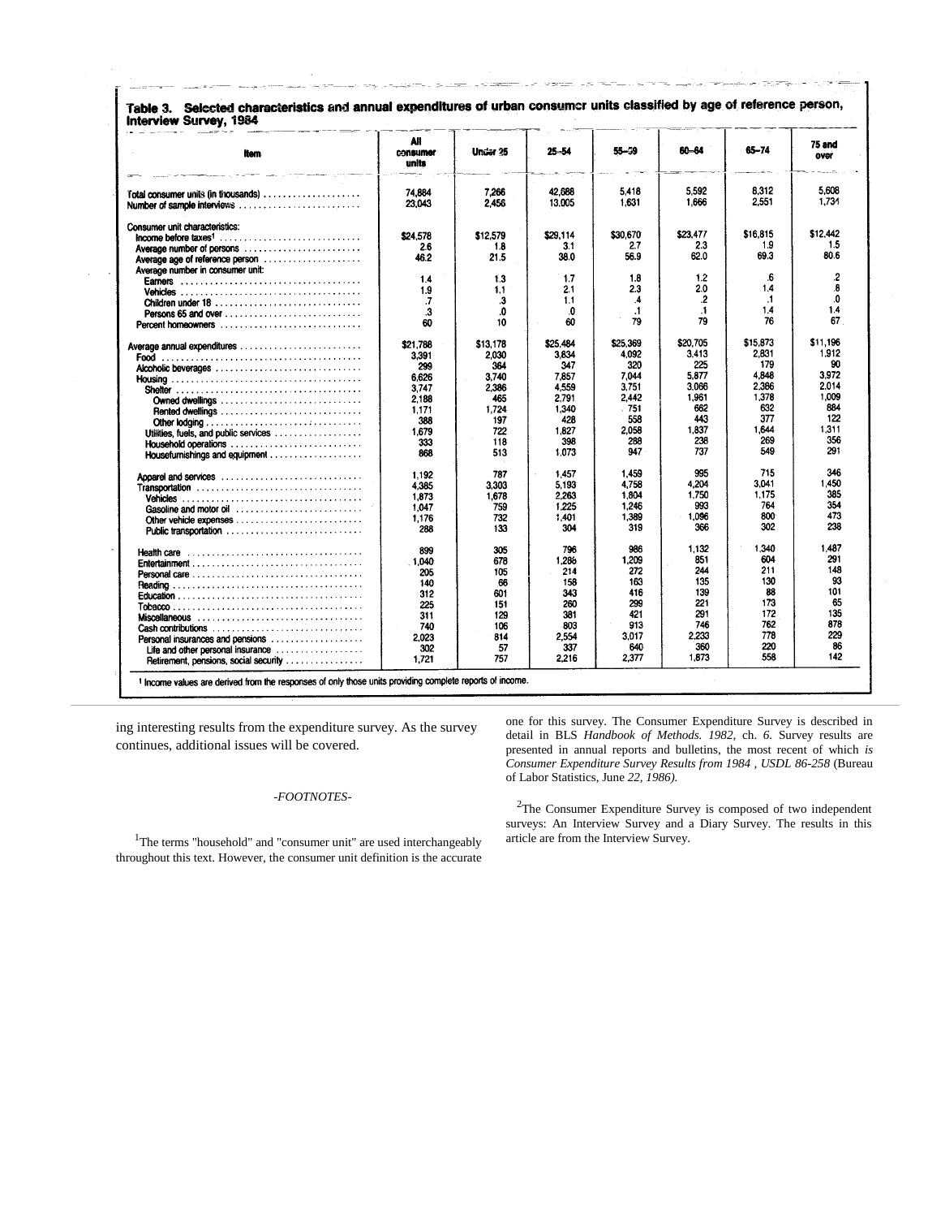**Table 3. Selected characteristics and annual expenditures of urban consumer units classified by age of reference person, Interview Survey, 1984**

| Item | All consumer units | Under 25 | 25–54 | 55–59 | 60–64 | 65–74 | 75 and over |
|---|---|---|---|---|---|---|---|
| Total consumer units (in thousands) | 74,884 | 7,266 | 42,688 | 5,418 | 5,592 | 8,312 | 5,608 |
| Number of sample interviews | 23,043 | 2,456 | 13,005 | 1,631 | 1,666 | 2,551 | 1,734 |
| Consumer unit characteristics: | | | | | | | |
| Income before taxes[1] | $24,578 | $12,579 | $29,114 | $30,670 | $23,477 | $16,815 | $12,442 |
| Average number of persons | 2.6 | 1.8 | 3.1 | 2.7 | 2.3 | 1.9 | 1.5 |
| Average age of reference person | 46.2 | 21.5 | 38.0 | 56.9 | 62.0 | 69.3 | 80.6 |
| Average number in consumer unit: | | | | | | | |
| Earners | 1.4 | 1.3 | 1.7 | 1.8 | 1.2 | .6 | .2 |
| Vehicles | 1.9 | 1.1 | 2.1 | 2.3 | 2.0 | 1.4 | .8 |
| Children under 18 | .7 | .3 | 1.1 | .4 | .2 | .1 | .0 |
| Persons 65 and over | .3 | .0 | .0 | .1 | .1 | 1.4 | 1.4 |
| Percent homeowners | 60 | 10 | 60 | 79 | 79 | 76 | 67 |
| Average annual expenditures | $21,788 | $13,178 | $25,484 | $25,369 | $20,705 | $15,873 | $11,196 |
| Food | 3,391 | 2,030 | 3,834 | 4,092 | 3,413 | 2,831 | 1,912 |
| Alcoholic beverages | 299 | 364 | 347 | 320 | 225 | 179 | 90 |
| Housing | 6,626 | 3,740 | 7,857 | 7,044 | 5,877 | 4,848 | 3,972 |
| Shelter | 3,747 | 2,386 | 4,559 | 3,751 | 3,066 | 2,386 | 2,014 |
| Owned dwellings | 2,188 | 465 | 2,791 | 2,442 | 1,961 | 1,378 | 1,009 |
| Rented dwellings | 1,171 | 1,724 | 1,340 | 751 | 662 | 632 | 884 |
| Other lodging | 388 | 197 | 428 | 558 | 443 | 377 | 122 |
| Utilities, fuels, and public services | 1,679 | 722 | 1,827 | 2,058 | 1,837 | 1,644 | 1,311 |
| Household operations | 333 | 118 | 398 | 288 | 238 | 269 | 356 |
| Housefurnishings and equipment | 868 | 513 | 1,073 | 947 | 737 | 549 | 291 |
| Apparel and services | 1,192 | 787 | 1,457 | 1,459 | 995 | 715 | 346 |
| Transportation | 4,385 | 3,303 | 5,193 | 4,758 | 4,204 | 3,041 | 1,450 |
| Vehicles | 1,873 | 1,678 | 2,263 | 1,804 | 1,750 | 1,175 | 385 |
| Gasoline and motor oil | 1,047 | 759 | 1,225 | 1,246 | 993 | 764 | 354 |
| Other vehicle expenses | 1,176 | 732 | 1,401 | 1,389 | 1,096 | 800 | 473 |
| Public transportation | 288 | 133 | 304 | 319 | 366 | 302 | 238 |
| Health care | 899 | 305 | 796 | 986 | 1,132 | 1,340 | 1,487 |
| Entertainment | 1,040 | 678 | 1,286 | 1,209 | 851 | 604 | 291 |
| Personal care | 205 | 105 | 214 | 272 | 244 | 211 | 148 |
| Reading | 140 | 66 | 158 | 163 | 135 | 130 | 93 |
| Education | 312 | 601 | 343 | 416 | 139 | 88 | 101 |
| Tobacco | 225 | 151 | 260 | 299 | 221 | 173 | 65 |
| Miscellaneous | 311 | 129 | 381 | 421 | 291 | 172 | 135 |
| Cash contributions | 740 | 106 | 803 | 913 | 746 | 762 | 878 |
| Personal insurances and pensions | 2,023 | 814 | 2,554 | 3,017 | 2,233 | 778 | 229 |
| Life and other personal insurance | 302 | 57 | 337 | 640 | 360 | 220 | 86 |
| Retirement, pensions, social security | 1,721 | 757 | 2,216 | 2,377 | 1,873 | 558 | 142 |

[1] Income values are derived from the responses of only those units providing complete reports of income.

ing interesting results from the expenditure survey. As the survey continues, additional issues will be covered.

*-FOOTNOTES-*

[1]The terms "household" and "consumer unit" are used interchangeably throughout this text. However, the consumer unit definition is the accurate one for this survey. The Consumer Expenditure Survey is described in detail in BLS *Handbook of Methods. 1982*, ch. *6*. Survey results are presented in annual reports and bulletins, the most recent of which *is Consumer Expenditure Survey Results from 1984 , USDL 86-258* (Bureau of Labor Statistics, June *22, 1986)*.

[2]The Consumer Expenditure Survey is composed of two independent surveys: An Interview Survey and a Diary Survey. The results in this article are from the Interview Survey.